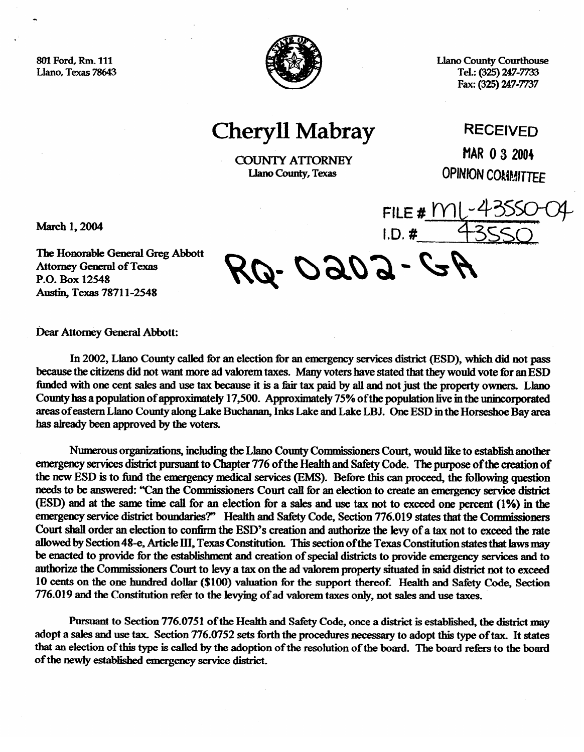801 Ford, Rm. 111
Llano, Texas 78643

Llano County Courthouse
Tel.: (325) 247-7733
Fax: (325) 247-7737

# Cheryll Mabray

COUNTY ATTORNEY
Llano County, Texas

RECEIVED
MAR 0 3 2004
OPINION COMMITTEE

FILE # ML-43550-04
I.D. # 43550

RQ-0202-GA

March 1, 2004

The Honorable General Greg Abbott
Attorney General of Texas
P.O. Box 12548
Austin, Texas 78711-2548

Dear Attorney General Abbott:

In 2002, Llano County called for an election for an emergency services district (ESD), which did not pass because the citizens did not want more ad valorem taxes. Many voters have stated that they would vote for an ESD funded with one cent sales and use tax because it is a fair tax paid by all and not just the property owners. Llano County has a population of approximately 17,500. Approximately 75% of the population live in the unincorporated areas of eastern Llano County along Lake Buchanan, Inks Lake and Lake LBJ. One ESD in the Horseshoe Bay area has already been approved by the voters.

Numerous organizations, including the Llano County Commissioners Court, would like to establish another emergency services district pursuant to Chapter 776 of the Health and Safety Code. The purpose of the creation of the new ESD is to fund the emergency medical services (EMS). Before this can proceed, the following question needs to be answered: "Can the Commissioners Court call for an election to create an emergency service district (ESD) and at the same time call for an election for a sales and use tax not to exceed one percent (1%) in the emergency service district boundaries?" Health and Safety Code, Section 776.019 states that the Commissioners Court shall order an election to confirm the ESD's creation and authorize the levy of a tax not to exceed the rate allowed by Section 48-e, Article III, Texas Constitution. This section of the Texas Constitution states that laws may be enacted to provide for the establishment and creation of special districts to provide emergency services and to authorize the Commissioners Court to levy a tax on the ad valorem property situated in said district not to exceed 10 cents on the one hundred dollar ($100) valuation for the support thereof. Health and Safety Code, Section 776.019 and the Constitution refer to the levying of ad valorem taxes only, not sales and use taxes.

Pursuant to Section 776.0751 of the Health and Safety Code, once a district is established, the district may adopt a sales and use tax. Section 776.0752 sets forth the procedures necessary to adopt this type of tax. It states that an election of this type is called by the adoption of the resolution of the board. The board refers to the board of the newly established emergency service district.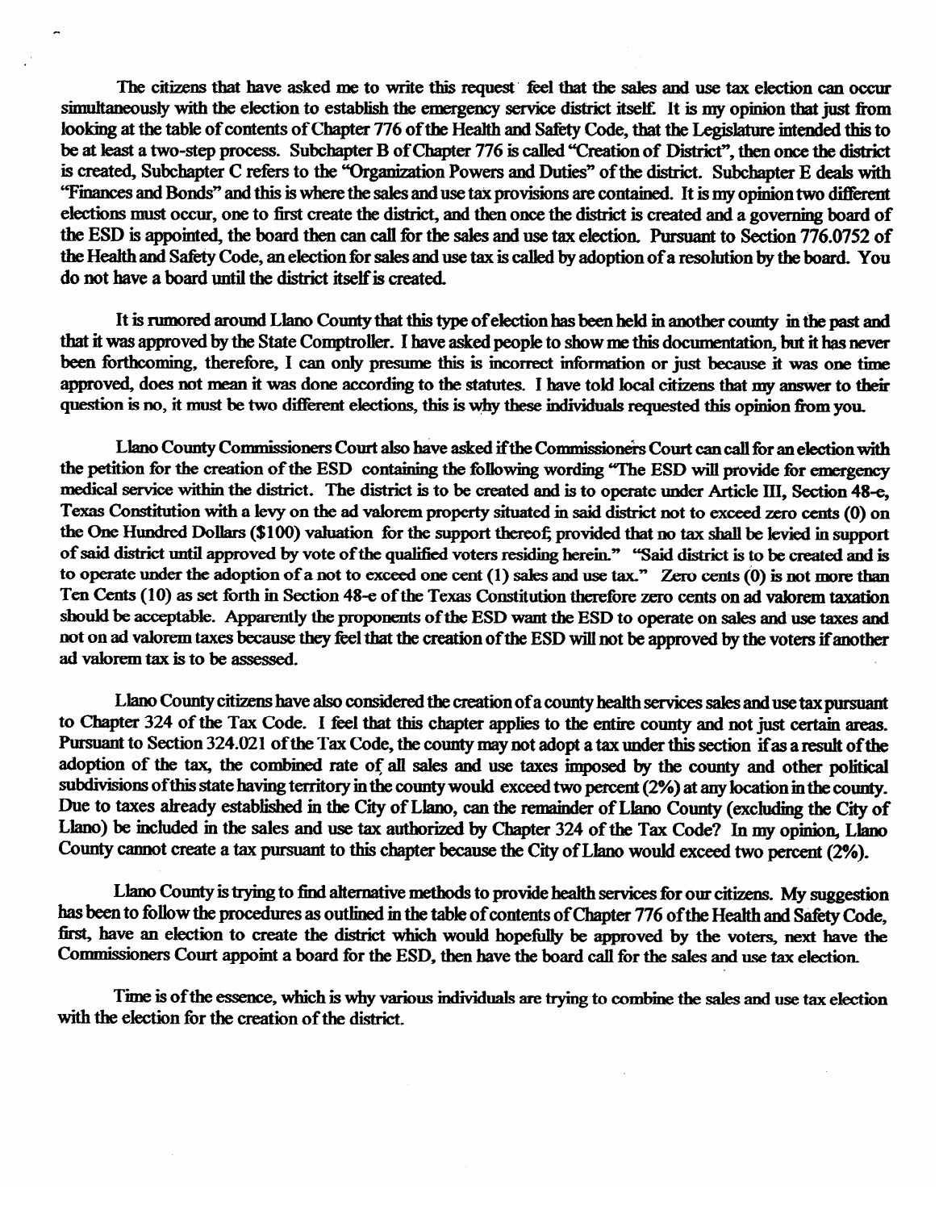The citizens that have asked me to write this request feel that the sales and use tax election can occur simultaneously with the election to establish the emergency service district itself. It is my opinion that just from looking at the table of contents of Chapter 776 of the Health and Safety Code, that the Legislature intended this to be at least a two-step process. Subchapter B of Chapter 776 is called "Creation of District", then once the district is created, Subchapter C refers to the "Organization Powers and Duties" of the district. Subchapter E deals with "Finances and Bonds" and this is where the sales and use tax provisions are contained. It is my opinion two different elections must occur, one to first create the district, and then once the district is created and a governing board of the ESD is appointed, the board then can call for the sales and use tax election. Pursuant to Section 776.0752 of the Health and Safety Code, an election for sales and use tax is called by adoption of a resolution by the board. You do not have a board until the district itself is created.

It is rumored around Llano County that this type of election has been held in another county in the past and that it was approved by the State Comptroller. I have asked people to show me this documentation, but it has never been forthcoming, therefore, I can only presume this is incorrect information or just because it was one time approved, does not mean it was done according to the statutes. I have told local citizens that my answer to their question is no, it must be two different elections, this is why these individuals requested this opinion from you.

Llano County Commissioners Court also have asked if the Commissioners Court can call for an election with the petition for the creation of the ESD containing the following wording "The ESD will provide for emergency medical service within the district. The district is to be created and is to operate under Article III, Section 48-e, Texas Constitution with a levy on the ad valorem property situated in said district not to exceed zero cents (0) on the One Hundred Dollars ($100) valuation for the support thereof; provided that no tax shall be levied in support of said district until approved by vote of the qualified voters residing herein." "Said district is to be created and is to operate under the adoption of a not to exceed one cent (1) sales and use tax." Zero cents (0) is not more than Ten Cents (10) as set forth in Section 48-e of the Texas Constitution therefore zero cents on ad valorem taxation should be acceptable. Apparently the proponents of the ESD want the ESD to operate on sales and use taxes and not on ad valorem taxes because they feel that the creation of the ESD will not be approved by the voters if another ad valorem tax is to be assessed.

Llano County citizens have also considered the creation of a county health services sales and use tax pursuant to Chapter 324 of the Tax Code. I feel that this chapter applies to the entire county and not just certain areas. Pursuant to Section 324.021 of the Tax Code, the county may not adopt a tax under this section if as a result of the adoption of the tax, the combined rate of all sales and use taxes imposed by the county and other political subdivisions of this state having territory in the county would exceed two percent (2%) at any location in the county. Due to taxes already established in the City of Llano, can the remainder of Llano County (excluding the City of Llano) be included in the sales and use tax authorized by Chapter 324 of the Tax Code? In my opinion, Llano County cannot create a tax pursuant to this chapter because the City of Llano would exceed two percent (2%).

Llano County is trying to find alternative methods to provide health services for our citizens. My suggestion has been to follow the procedures as outlined in the table of contents of Chapter 776 of the Health and Safety Code, first, have an election to create the district which would hopefully be approved by the voters, next have the Commissioners Court appoint a board for the ESD, then have the board call for the sales and use tax election.

Time is of the essence, which is why various individuals are trying to combine the sales and use tax election with the election for the creation of the district.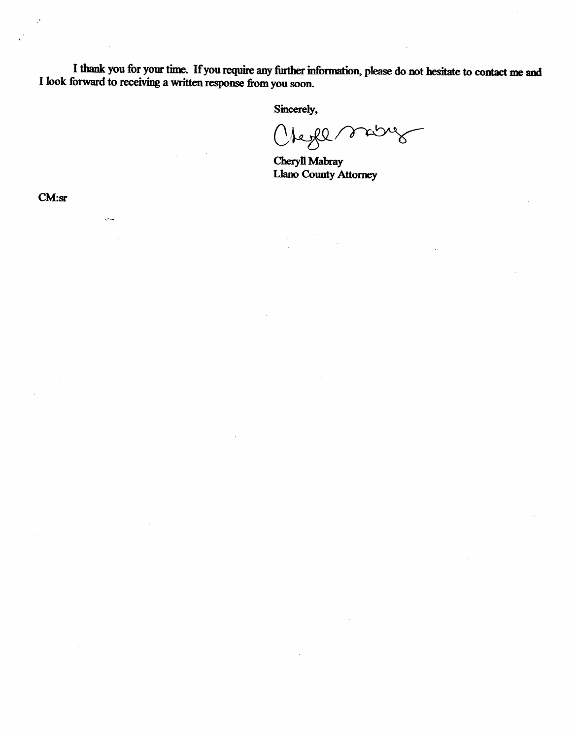I thank you for your time. If you require any further information, please do not hesitate to contact me and I look forward to receiving a written response from you soon.

Sincerely,

Cheryll Mabray
Llano County Attorney

CM:sr